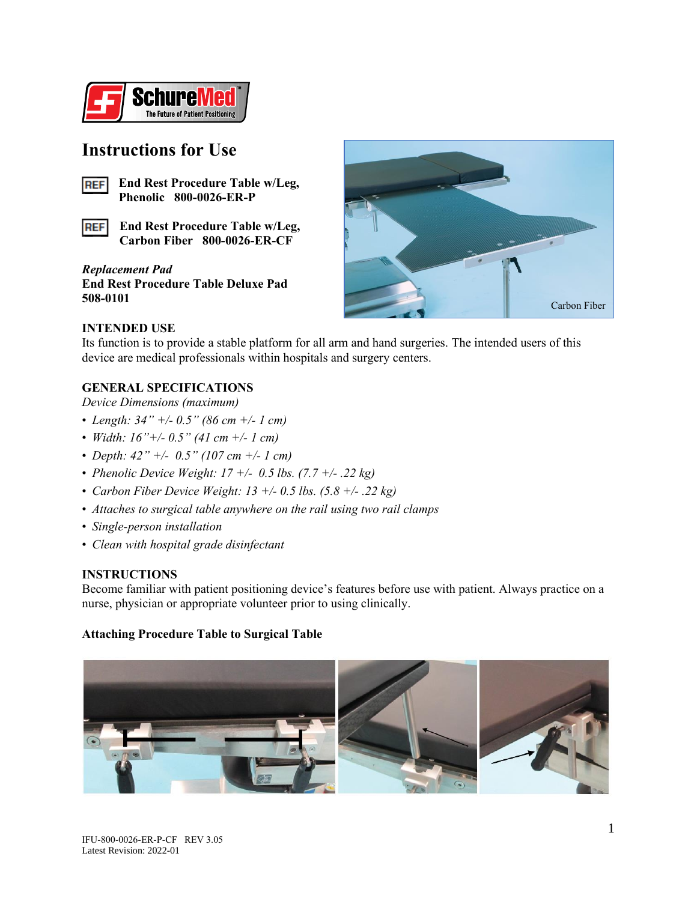# Instructions for Use

REF **End Rest Procedure Table w/Leg, Phenolic 800-0026-ER-P**

REF **End Rest Procedure Table w/Leg, Carbon Fiber 800-0026-ER-CF**

***Replacement Pad***
**End Rest Procedure Table Deluxe Pad 508-0101**

Carbon Fiber

## INTENDED USE

Its function is to provide a stable platform for all arm and hand surgeries. The intended users of this device are medical professionals within hospitals and surgery centers.

## GENERAL SPECIFICATIONS

*Device Dimensions (maximum)*

- *Length: 34" +/- 0.5" (86 cm +/- 1 cm)*
- *Width: 16"+/- 0.5" (41 cm +/- 1 cm)*
- *Depth: 42" +/- 0.5" (107 cm +/- 1 cm)*
- *Phenolic Device Weight: 17 +/- 0.5 lbs. (7.7 +/- .22 kg)*
- *Carbon Fiber Device Weight: 13 +/- 0.5 lbs. (5.8 +/- .22 kg)*
- *Attaches to surgical table anywhere on the rail using two rail clamps*
- *Single-person installation*
- *Clean with hospital grade disinfectant*

## INSTRUCTIONS

Become familiar with patient positioning device's features before use with patient. Always practice on a nurse, physician or appropriate volunteer prior to using clinically.

### Attaching Procedure Table to Surgical Table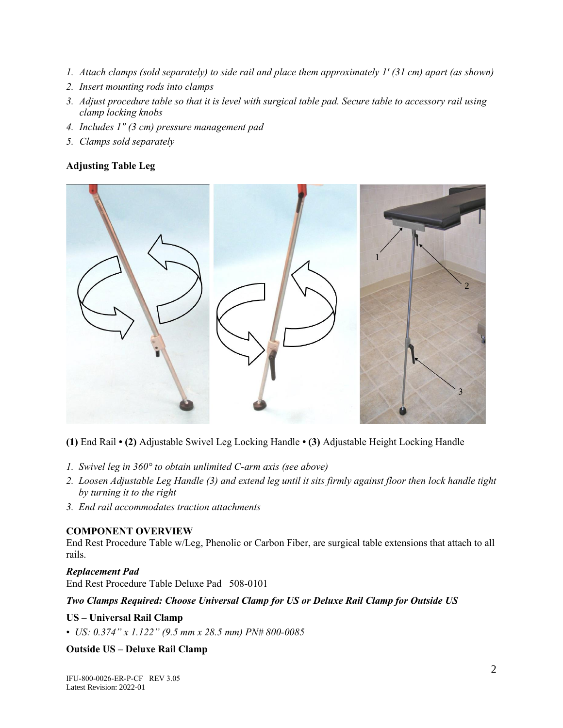1. *Attach clamps (sold separately) to side rail and place them approximately 1' (31 cm) apart (as shown)*
2. *Insert mounting rods into clamps*
3. *Adjust procedure table so that it is level with surgical table pad. Secure table to accessory rail using clamp locking knobs*
4. *Includes 1" (3 cm) pressure management pad*
5. *Clamps sold separately*

**Adjusting Table Leg**

**(1)** End Rail **•** **(2)** Adjustable Swivel Leg Locking Handle **•** **(3)** Adjustable Height Locking Handle

1. *Swivel leg in 360° to obtain unlimited C-arm axis (see above)*
2. *Loosen Adjustable Leg Handle (3) and extend leg until it sits firmly against floor then lock handle tight by turning it to the right*
3. *End rail accommodates traction attachments*

## COMPONENT OVERVIEW

End Rest Procedure Table w/Leg, Phenolic or Carbon Fiber, are surgical table extensions that attach to all rails.

***Replacement Pad***

End Rest Procedure Table Deluxe Pad 508-0101

***Two Clamps Required: Choose Universal Clamp for US or Deluxe Rail Clamp for Outside US***

**US – Universal Rail Clamp**

- *US: 0.374" x 1.122" (9.5 mm x 28.5 mm) PN# 800-0085*

**Outside US – Deluxe Rail Clamp**

IFU-800-0026-ER-P-CF REV 3.05
Latest Revision: 2022-01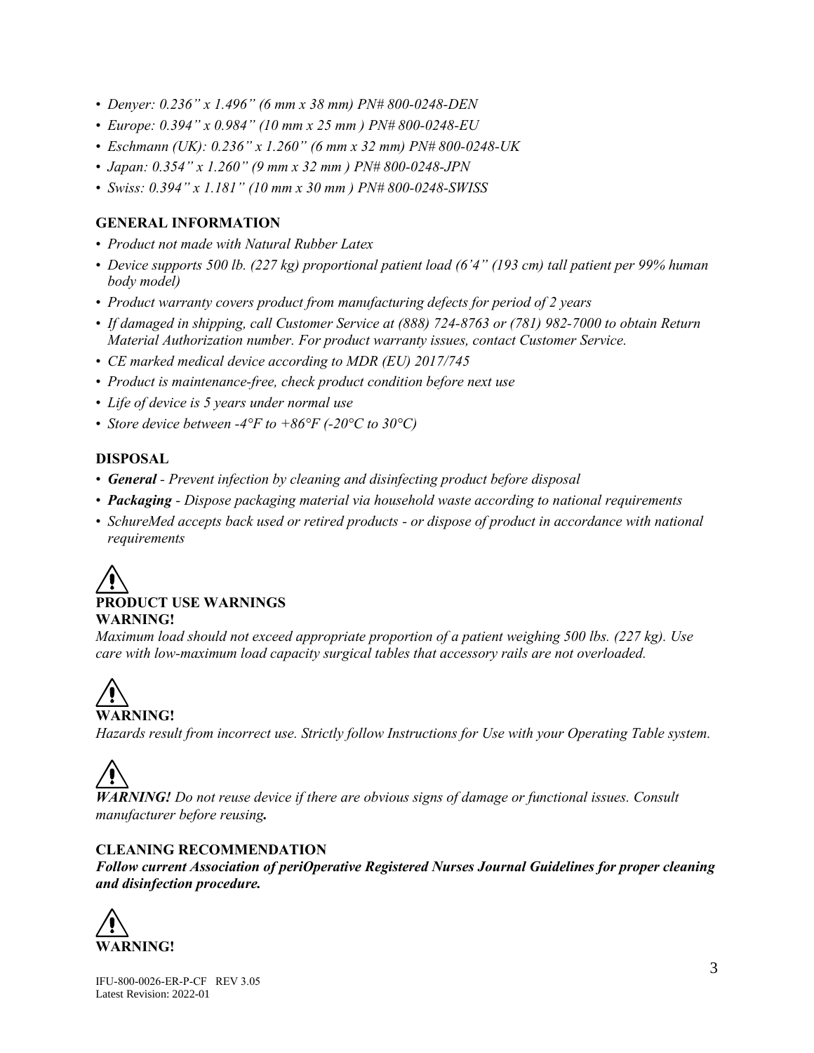- *Denyer: 0.236" x 1.496" (6 mm x 38 mm) PN# 800-0248-DEN*
- *Europe: 0.394" x 0.984" (10 mm x 25 mm ) PN# 800-0248-EU*
- *Eschmann (UK): 0.236" x 1.260" (6 mm x 32 mm) PN# 800-0248-UK*
- *Japan: 0.354" x 1.260" (9 mm x 32 mm ) PN# 800-0248-JPN*
- *Swiss: 0.394" x 1.181" (10 mm x 30 mm ) PN# 800-0248-SWISS*

### GENERAL INFORMATION

- *Product not made with Natural Rubber Latex*
- *Device supports 500 lb. (227 kg) proportional patient load (6'4" (193 cm) tall patient per 99% human body model)*
- *Product warranty covers product from manufacturing defects for period of 2 years*
- *If damaged in shipping, call Customer Service at (888) 724-8763 or (781) 982-7000 to obtain Return Material Authorization number. For product warranty issues, contact Customer Service.*
- *CE marked medical device according to MDR (EU) 2017/745*
- *Product is maintenance-free, check product condition before next use*
- *Life of device is 5 years under normal use*
- *Store device between -4°F to +86°F (-20°C to 30°C)*

### DISPOSAL

- ***General** - Prevent infection by cleaning and disinfecting product before disposal*
- ***Packaging** - Dispose packaging material via household waste according to national requirements*
- *SchureMed accepts back used or retired products - or dispose of product in accordance with national requirements*

### PRODUCT USE WARNINGS

**WARNING!**

*Maximum load should not exceed appropriate proportion of a patient weighing 500 lbs. (227 kg). Use care with low-maximum load capacity surgical tables that accessory rails are not overloaded.*

**WARNING!**

*Hazards result from incorrect use. Strictly follow Instructions for Use with your Operating Table system.*

***WARNING!*** *Do not reuse device if there are obvious signs of damage or functional issues. Consult manufacturer before reusing**.***

### CLEANING RECOMMENDATION

***Follow current Association of periOperative Registered Nurses Journal Guidelines for proper cleaning and disinfection procedure.***

**WARNING!**

IFU-800-0026-ER-P-CF REV 3.05
Latest Revision: 2022-01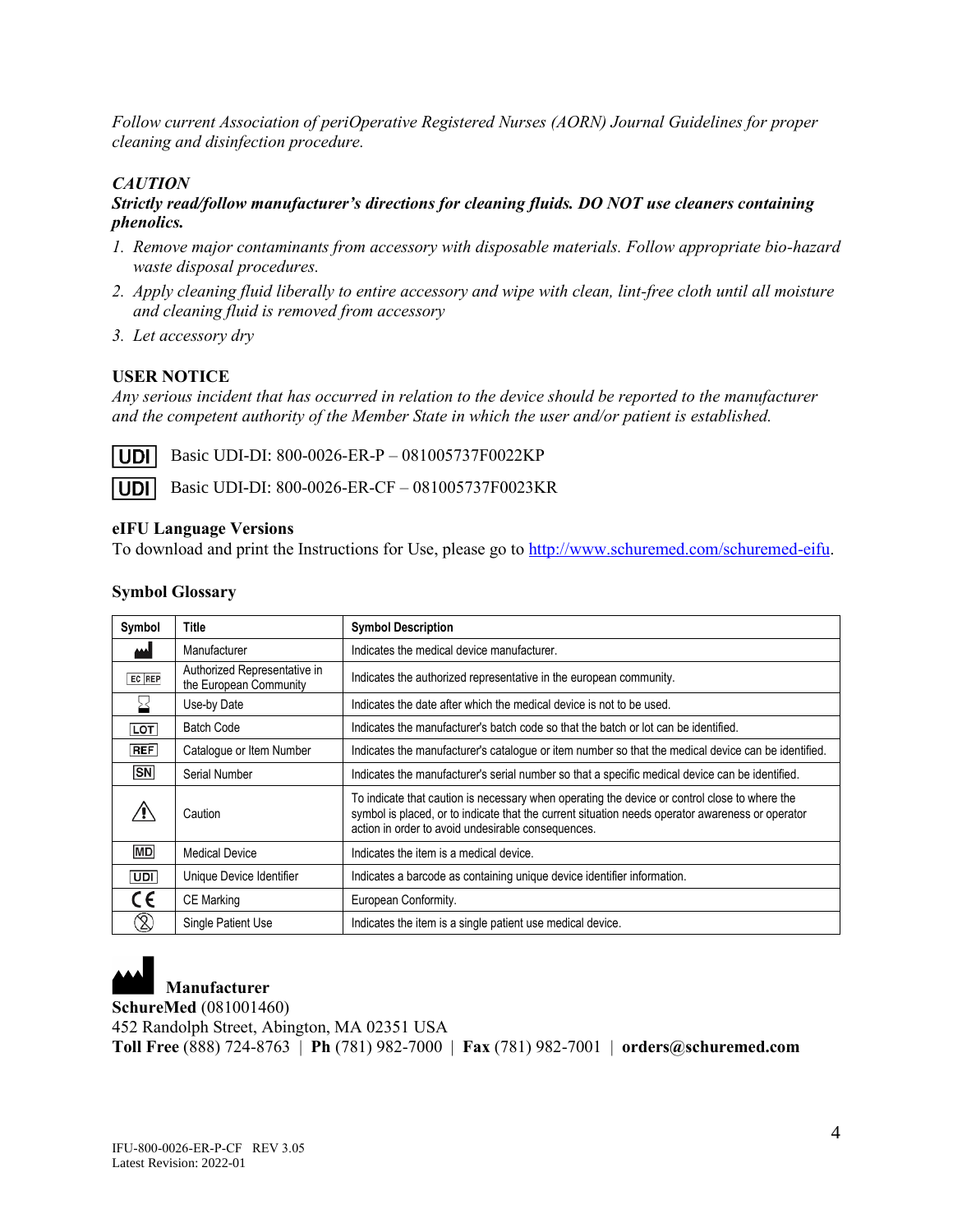*Follow current Association of periOperative Registered Nurses (AORN) Journal Guidelines for proper cleaning and disinfection procedure.*

***CAUTION***

***Strictly read/follow manufacturer's directions for cleaning fluids. DO NOT use cleaners containing phenolics.***

1. *Remove major contaminants from accessory with disposable materials. Follow appropriate bio-hazard waste disposal procedures.*
2. *Apply cleaning fluid liberally to entire accessory and wipe with clean, lint-free cloth until all moisture and cleaning fluid is removed from accessory*
3. *Let accessory dry*

**USER NOTICE**

*Any serious incident that has occurred in relation to the device should be reported to the manufacturer and the competent authority of the Member State in which the user and/or patient is established.*

UDI Basic UDI-DI: 800-0026-ER-P – 081005737F0022KP

UDI Basic UDI-DI: 800-0026-ER-CF – 081005737F0023KR

**eIFU Language Versions**

To download and print the Instructions for Use, please go to http://www.schuremed.com/schuremed-eifu.

**Symbol Glossary**

| Symbol | Title | Symbol Description |
|---|---|---|
| | Manufacturer | Indicates the medical device manufacturer. |
| EC REP | Authorized Representative in the European Community | Indicates the authorized representative in the european community. |
| | Use-by Date | Indicates the date after which the medical device is not to be used. |
| LOT | Batch Code | Indicates the manufacturer's batch code so that the batch or lot can be identified. |
| REF | Catalogue or Item Number | Indicates the manufacturer's catalogue or item number so that the medical device can be identified. |
| SN | Serial Number | Indicates the manufacturer's serial number so that a specific medical device can be identified. |
| ⚠ | Caution | To indicate that caution is necessary when operating the device or control close to where the symbol is placed, or to indicate that the current situation needs operator awareness or operator action in order to avoid undesirable consequences. |
| MD | Medical Device | Indicates the item is a medical device. |
| UDI | Unique Device Identifier | Indicates a barcode as containing unique device identifier information. |
| CE | CE Marking | European Conformity. |
| | Single Patient Use | Indicates the item is a single patient use medical device. |

**Manufacturer**

**SchureMed** (081001460)

452 Randolph Street, Abington, MA 02351 USA

**Toll Free** (888) 724-8763 | **Ph** (781) 982-7000 | **Fax** (781) 982-7001 | **orders@schuremed.com**

IFU-800-0026-ER-P-CF REV 3.05

Latest Revision: 2022-01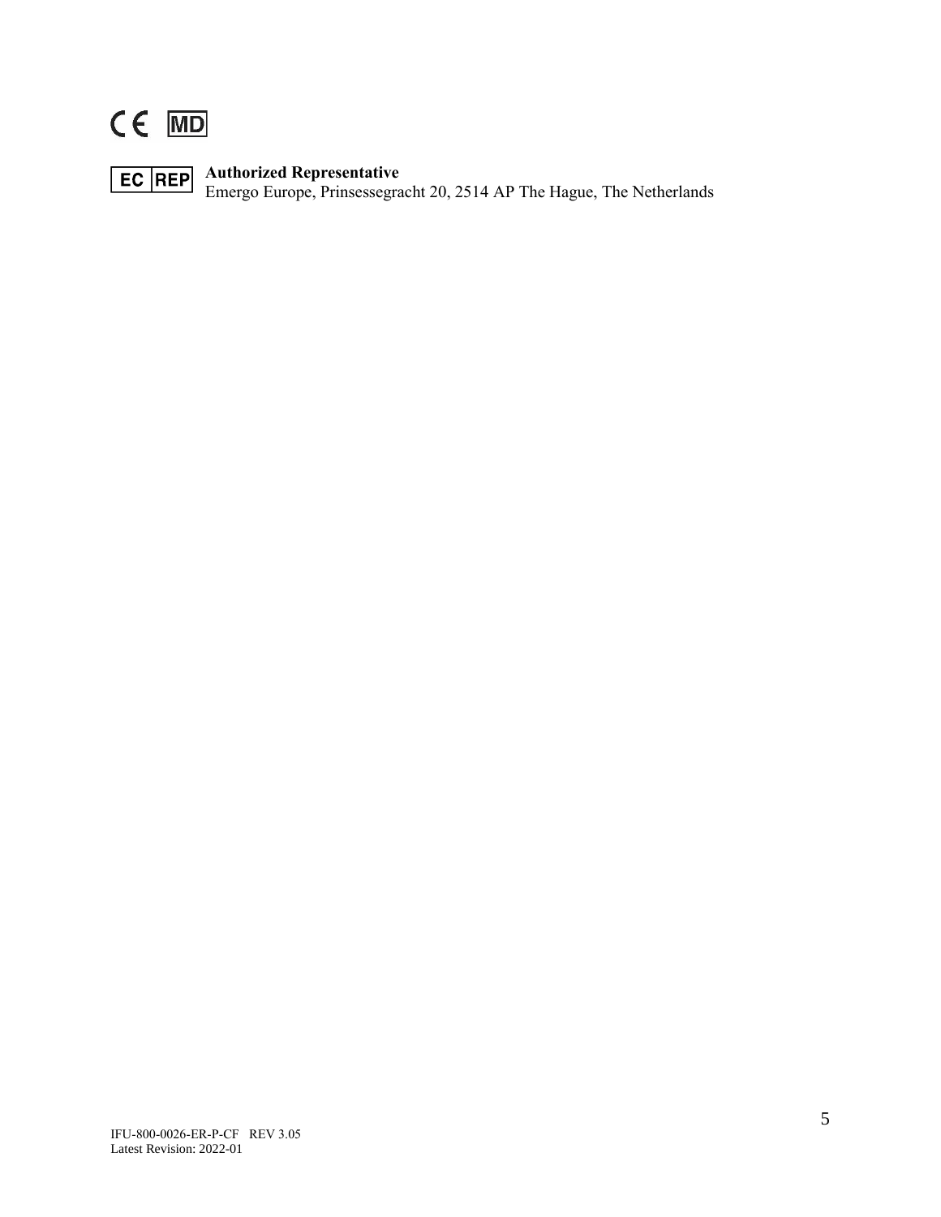CE MD

EC REP **Authorized Representative**
Emergo Europe, Prinsessegracht 20, 2514 AP The Hague, The Netherlands

IFU-800-0026-ER-P-CF REV 3.05
Latest Revision: 2022-01